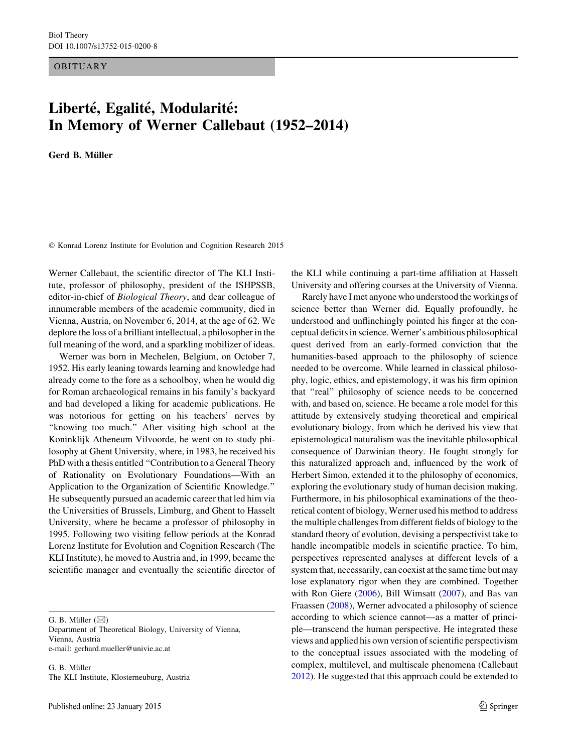OBITUARY

# Liberté, Egalité, Modularité: In Memory of Werner Callebaut (1952–2014)

**Gerd B. Müller**

© Konrad Lorenz Institute for Evolution and Cognition Research 2015

Werner Callebaut, the scientific director of The KLI Institute, professor of philosophy, president of the ISHPSSB, editor-in-chief of *Biological Theory*, and dear colleague of innumerable members of the academic community, died in Vienna, Austria, on November 6, 2014, at the age of 62. We deplore the loss of a brilliant intellectual, a philosopher in the full meaning of the word, and a sparkling mobilizer of ideas.

Werner was born in Mechelen, Belgium, on October 7, 1952. His early leaning towards learning and knowledge had already come to the fore as a schoolboy, when he would dig for Roman archaeological remains in his family's backyard and had developed a liking for academic publications. He was notorious for getting on his teachers' nerves by "knowing too much." After visiting high school at the Koninklijk Atheneum Vilvoorde, he went on to study philosophy at Ghent University, where, in 1983, he received his PhD with a thesis entitled "Contribution to a General Theory of Rationality on Evolutionary Foundations—With an Application to the Organization of Scientific Knowledge." He subsequently pursued an academic career that led him via the Universities of Brussels, Limburg, and Ghent to Hasselt University, where he became a professor of philosophy in 1995. Following two visiting fellow periods at the Konrad Lorenz Institute for Evolution and Cognition Research (The KLI Institute), he moved to Austria and, in 1999, became the scientific manager and eventually the scientific director of the KLI while continuing a part-time affiliation at Hasselt University and offering courses at the University of Vienna.

Rarely have I met anyone who understood the workings of science better than Werner did. Equally profoundly, he understood and unflinchingly pointed his finger at the conceptual deficits in science. Werner's ambitious philosophical quest derived from an early-formed conviction that the humanities-based approach to the philosophy of science needed to be overcome. While learned in classical philosophy, logic, ethics, and epistemology, it was his firm opinion that "real" philosophy of science needs to be concerned with, and based on, science. He became a role model for this attitude by extensively studying theoretical and empirical evolutionary biology, from which he derived his view that epistemological naturalism was the inevitable philosophical consequence of Darwinian theory. He fought strongly for this naturalized approach and, influenced by the work of Herbert Simon, extended it to the philosophy of economics, exploring the evolutionary study of human decision making. Furthermore, in his philosophical examinations of the theoretical content of biology, Werner used his method to address the multiple challenges from different fields of biology to the standard theory of evolution, devising a perspectivist take to handle incompatible models in scientific practice. To him, perspectives represented analyses at different levels of a system that, necessarily, can coexist at the same time but may lose explanatory rigor when they are combined. Together with Ron Giere (2006), Bill Wimsatt (2007), and Bas van Fraassen (2008), Werner advocated a philosophy of science according to which science cannot—as a matter of principle—transcend the human perspective. He integrated these views and applied his own version of scientific perspectivism to the conceptual issues associated with the modeling of complex, multilevel, and multiscale phenomena (Callebaut 2012). He suggested that this approach could be extended to

G. B. Müller (✉)
Department of Theoretical Biology, University of Vienna, Vienna, Austria
e-mail: gerhard.mueller@univie.ac.at

G. B. Müller
The KLI Institute, Klosterneuburg, Austria

Published online: 23 January 2015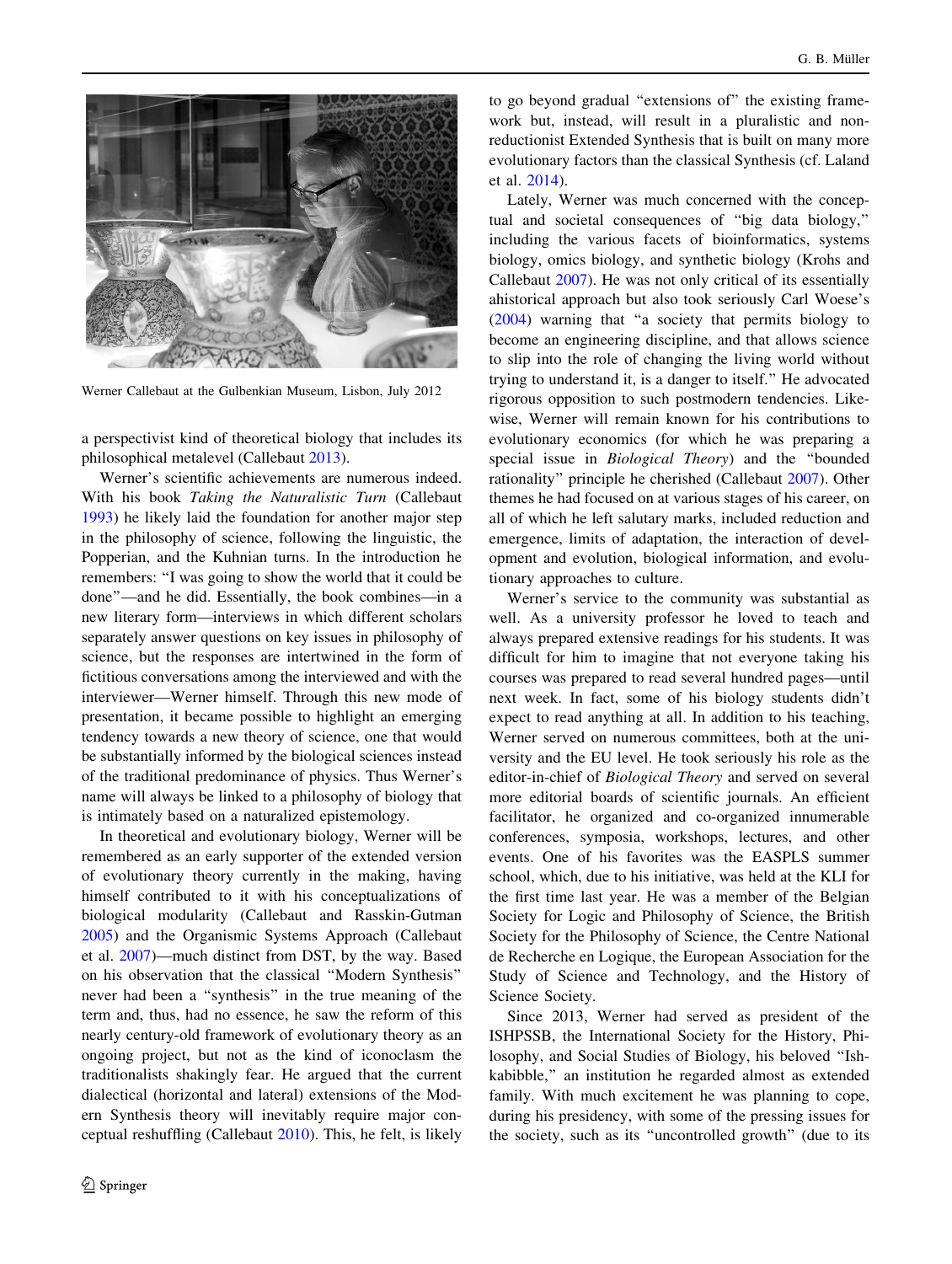Werner Callebaut at the Gulbenkian Museum, Lisbon, July 2012

a perspectivist kind of theoretical biology that includes its philosophical metalevel (Callebaut 2013).

Werner's scientific achievements are numerous indeed. With his book *Taking the Naturalistic Turn* (Callebaut 1993) he likely laid the foundation for another major step in the philosophy of science, following the linguistic, the Popperian, and the Kuhnian turns. In the introduction he remembers: "I was going to show the world that it could be done"—and he did. Essentially, the book combines—in a new literary form—interviews in which different scholars separately answer questions on key issues in philosophy of science, but the responses are intertwined in the form of fictitious conversations among the interviewed and with the interviewer—Werner himself. Through this new mode of presentation, it became possible to highlight an emerging tendency towards a new theory of science, one that would be substantially informed by the biological sciences instead of the traditional predominance of physics. Thus Werner's name will always be linked to a philosophy of biology that is intimately based on a naturalized epistemology.

In theoretical and evolutionary biology, Werner will be remembered as an early supporter of the extended version of evolutionary theory currently in the making, having himself contributed to it with his conceptualizations of biological modularity (Callebaut and Rasskin-Gutman 2005) and the Organismic Systems Approach (Callebaut et al. 2007)—much distinct from DST, by the way. Based on his observation that the classical "Modern Synthesis" never had been a "synthesis" in the true meaning of the term and, thus, had no essence, he saw the reform of this nearly century-old framework of evolutionary theory as an ongoing project, but not as the kind of iconoclasm the traditionalists shakingly fear. He argued that the current dialectical (horizontal and lateral) extensions of the Modern Synthesis theory will inevitably require major conceptual reshuffling (Callebaut 2010). This, he felt, is likely to go beyond gradual "extensions of" the existing framework but, instead, will result in a pluralistic and non-reductionist Extended Synthesis that is built on many more evolutionary factors than the classical Synthesis (cf. Laland et al. 2014).

Lately, Werner was much concerned with the conceptual and societal consequences of "big data biology," including the various facets of bioinformatics, systems biology, omics biology, and synthetic biology (Krohs and Callebaut 2007). He was not only critical of its essentially ahistorical approach but also took seriously Carl Woese's (2004) warning that "a society that permits biology to become an engineering discipline, and that allows science to slip into the role of changing the living world without trying to understand it, is a danger to itself." He advocated rigorous opposition to such postmodern tendencies. Likewise, Werner will remain known for his contributions to evolutionary economics (for which he was preparing a special issue in *Biological Theory*) and the "bounded rationality" principle he cherished (Callebaut 2007). Other themes he had focused on at various stages of his career, on all of which he left salutary marks, included reduction and emergence, limits of adaptation, the interaction of development and evolution, biological information, and evolutionary approaches to culture.

Werner's service to the community was substantial as well. As a university professor he loved to teach and always prepared extensive readings for his students. It was difficult for him to imagine that not everyone taking his courses was prepared to read several hundred pages—until next week. In fact, some of his biology students didn't expect to read anything at all. In addition to his teaching, Werner served on numerous committees, both at the university and the EU level. He took seriously his role as the editor-in-chief of *Biological Theory* and served on several more editorial boards of scientific journals. An efficient facilitator, he organized and co-organized innumerable conferences, symposia, workshops, lectures, and other events. One of his favorites was the EASPLS summer school, which, due to his initiative, was held at the KLI for the first time last year. He was a member of the Belgian Society for Logic and Philosophy of Science, the British Society for the Philosophy of Science, the Centre National de Recherche en Logique, the European Association for the Study of Science and Technology, and the History of Science Society.

Since 2013, Werner had served as president of the ISHPSSB, the International Society for the History, Philosophy, and Social Studies of Biology, his beloved "Ishkabibble," an institution he regarded almost as extended family. With much excitement he was planning to cope, during his presidency, with some of the pressing issues for the society, such as its "uncontrolled growth" (due to its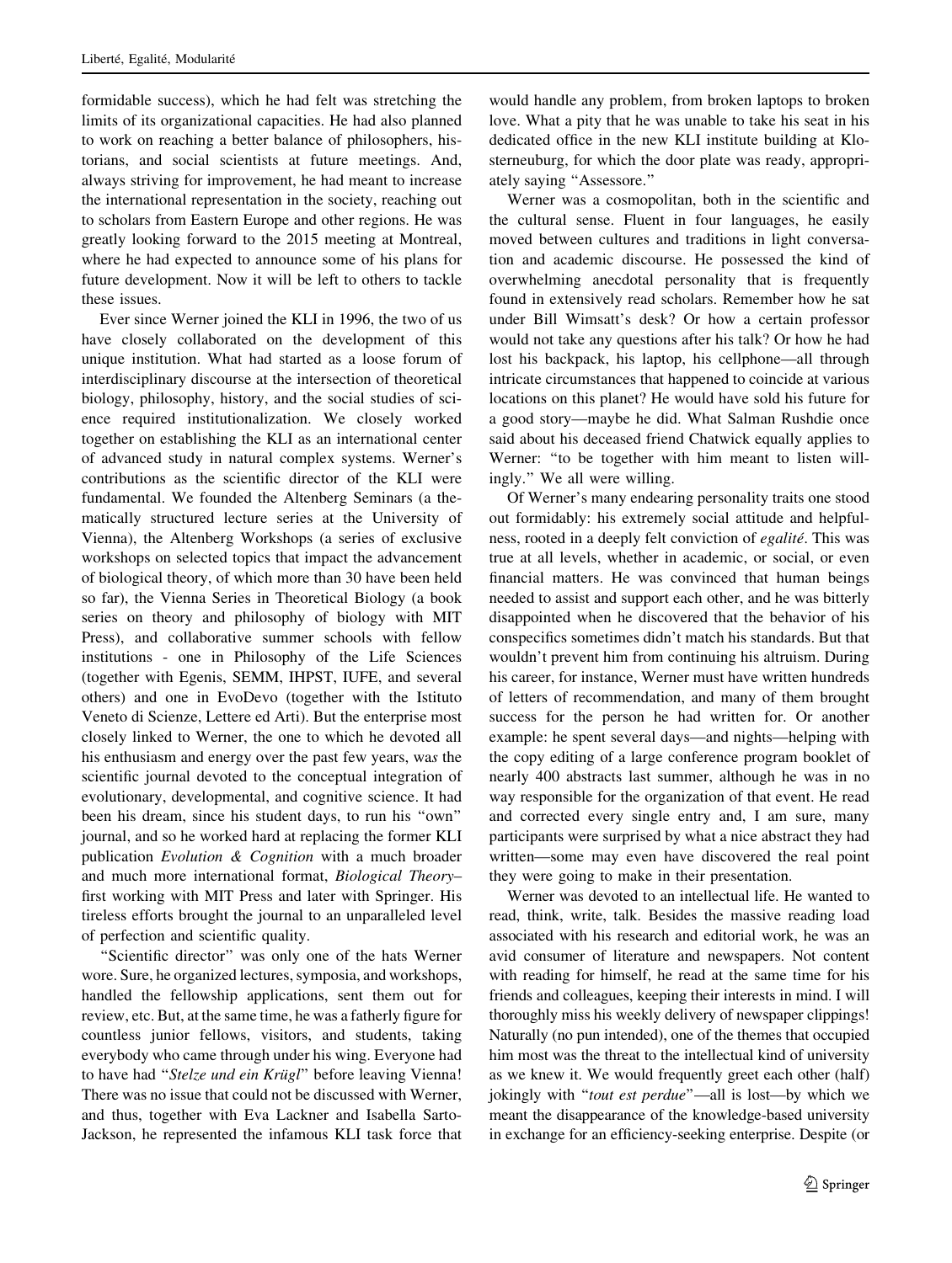formidable success), which he had felt was stretching the limits of its organizational capacities. He had also planned to work on reaching a better balance of philosophers, historians, and social scientists at future meetings. And, always striving for improvement, he had meant to increase the international representation in the society, reaching out to scholars from Eastern Europe and other regions. He was greatly looking forward to the 2015 meeting at Montreal, where he had expected to announce some of his plans for future development. Now it will be left to others to tackle these issues.

Ever since Werner joined the KLI in 1996, the two of us have closely collaborated on the development of this unique institution. What had started as a loose forum of interdisciplinary discourse at the intersection of theoretical biology, philosophy, history, and the social studies of science required institutionalization. We closely worked together on establishing the KLI as an international center of advanced study in natural complex systems. Werner's contributions as the scientific director of the KLI were fundamental. We founded the Altenberg Seminars (a thematically structured lecture series at the University of Vienna), the Altenberg Workshops (a series of exclusive workshops on selected topics that impact the advancement of biological theory, of which more than 30 have been held so far), the Vienna Series in Theoretical Biology (a book series on theory and philosophy of biology with MIT Press), and collaborative summer schools with fellow institutions - one in Philosophy of the Life Sciences (together with Egenis, SEMM, IHPST, IUFE, and several others) and one in EvoDevo (together with the Istituto Veneto di Scienze, Lettere ed Arti). But the enterprise most closely linked to Werner, the one to which he devoted all his enthusiasm and energy over the past few years, wa*s* the scientific journal devoted to the conceptual integration of evolutionary, developmental, and cognitive science. It had been his dream, since his student days, to run his "own" journal, and so he worked hard at replacing the former KLI publication *Evolution & Cognition* with a much broader and much more international format, *Biological Theory*– first working with MIT Press and later with Springer. His tireless efforts brought the journal to an unparalleled level of perfection and scientific quality.

"Scientific director" was only one of the hats Werner wore. Sure, he organized lectures, symposia, and workshops, handled the fellowship applications, sent them out for review, etc. But, at the same time, he was a fatherly figure for countless junior fellows, visitors, and students, taking everybody who came through under his wing. Everyone had to have had "*Stelze und ein Krügl*" before leaving Vienna! There was no issue that could not be discussed with Werner, and thus, together with Eva Lackner and Isabella Sarto-Jackson, he represented the infamous KLI task force that would handle any problem, from broken laptops to broken love. What a pity that he was unable to take his seat in his dedicated office in the new KLI institute building at Klosterneuburg, for which the door plate was ready, appropriately saying "Assessore."

Werner was a cosmopolitan, both in the scientific and the cultural sense. Fluent in four languages, he easily moved between cultures and traditions in light conversation and academic discourse. He possessed the kind of overwhelming anecdotal personality that is frequently found in extensively read scholars. Remember how he sat under Bill Wimsatt's desk? Or how a certain professor would not take any questions after his talk? Or how he had lost his backpack, his laptop, his cellphone—all through intricate circumstances that happened to coincide at various locations on this planet? He would have sold his future for a good story—maybe he did. What Salman Rushdie once said about his deceased friend Chatwick equally applies to Werner: "to be together with him meant to listen willingly." We all were willing.

Of Werner's many endearing personality traits one stood out formidably: his extremely social attitude and helpfulness, rooted in a deeply felt conviction of *egalité*. This was true at all levels, whether in academic, or social, or even financial matters. He was convinced that human beings needed to assist and support each other, and he was bitterly disappointed when he discovered that the behavior of his conspecifics sometimes didn't match his standards. But that wouldn't prevent him from continuing his altruism. During his career, for instance, Werner must have written hundreds of letters of recommendation, and many of them brought success for the person he had written for. Or another example: he spent several days—and nights—helping with the copy editing of a large conference program booklet of nearly 400 abstracts last summer, although he was in no way responsible for the organization of that event. He read and corrected every single entry and, I am sure, many participants were surprised by what a nice abstract they had written—some may even have discovered the real point they were going to make in their presentation.

Werner was devoted to an intellectual life. He wanted to read, think, write, talk. Besides the massive reading load associated with his research and editorial work, he was an avid consumer of literature and newspapers. Not content with reading for himself, he read at the same time for his friends and colleagues, keeping their interests in mind. I will thoroughly miss his weekly delivery of newspaper clippings! Naturally (no pun intended), one of the themes that occupied him most was the threat to the intellectual kind of university as we knew it. We would frequently greet each other (half) jokingly with "*tout est perdue*"—all is lost—by which we meant the disappearance of the knowledge-based university in exchange for an efficiency-seeking enterprise. Despite (or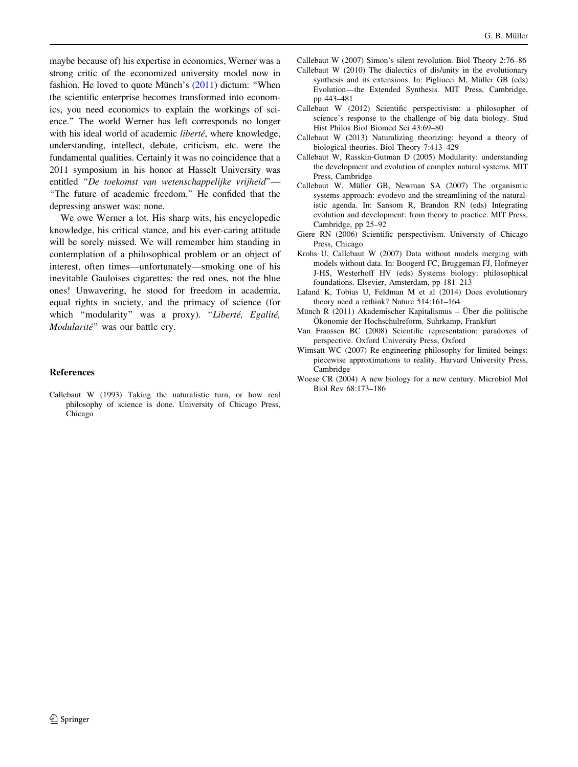maybe because of) his expertise in economics, Werner was a strong critic of the economized university model now in fashion. He loved to quote Münch's (2011) dictum: "When the scientific enterprise becomes transformed into economics, you need economics to explain the workings of science." The world Werner has left corresponds no longer with his ideal world of academic *liberté*, where knowledge, understanding, intellect, debate, criticism, etc. were the fundamental qualities. Certainly it was no coincidence that a 2011 symposium in his honor at Hasselt University was entitled "*De toekomst van wetenschappelijke vrijheid*"—"The future of academic freedom." He confided that the depressing answer was: none.

We owe Werner a lot. His sharp wits, his encyclopedic knowledge, his critical stance, and his ever-caring attitude will be sorely missed. We will remember him standing in contemplation of a philosophical problem or an object of interest, often times—unfortunately—smoking one of his inevitable Gauloises cigarettes: the red ones, not the blue ones! Unwavering, he stood for freedom in academia, equal rights in society, and the primacy of science (for which "modularity" was a proxy). "*Liberté, Egalité, Modularité*" was our battle cry.

## References

Callebaut W (1993) Taking the naturalistic turn, or how real philosophy of science is done. University of Chicago Press, Chicago

Callebaut W (2007) Simon's silent revolution. Biol Theory 2:76–86

Callebaut W (2010) The dialectics of dis/unity in the evolutionary synthesis and its extensions. In: Pigliucci M, Müller GB (eds) Evolution—the Extended Synthesis. MIT Press, Cambridge, pp 443–481

Callebaut W (2012) Scientific perspectivism: a philosopher of science's response to the challenge of big data biology. Stud Hist Philos Biol Biomed Sci 43:69–80

Callebaut W (2013) Naturalizing theorizing: beyond a theory of biological theories. Biol Theory 7:413–429

Callebaut W, Rasskin-Gutman D (2005) Modularity: understanding the development and evolution of complex natural systems. MIT Press, Cambridge

Callebaut W, Müller GB, Newman SA (2007) The organismic systems approach: evodevo and the streamlining of the naturalistic agenda. In: Sansom R, Brandon RN (eds) Integrating evolution and development: from theory to practice. MIT Press, Cambridge, pp 25–92

Giere RN (2006) Scientific perspectivism. University of Chicago Press, Chicago

Krohs U, Callebaut W (2007) Data without models merging with models without data. In: Boogerd FC, Bruggeman FJ, Hofmeyer J-HS, Westerhoff HV (eds) Systems biology: philosophical foundations. Elsevier, Amsterdam, pp 181–213

Laland K, Tobias U, Feldman M et al (2014) Does evolutionary theory need a rethink? Nature 514:161–164

Münch R (2011) Akademischer Kapitalismus – Über die politische Ökonomie der Hochschulreform. Suhrkamp, Frankfurt

Van Fraassen BC (2008) Scientific representation: paradoxes of perspective. Oxford University Press, Oxford

Wimsatt WC (2007) Re-engineering philosophy for limited beings: piecewise approximations to reality. Harvard University Press, Cambridge

Woese CR (2004) A new biology for a new century. Microbiol Mol Biol Rev 68:173–186